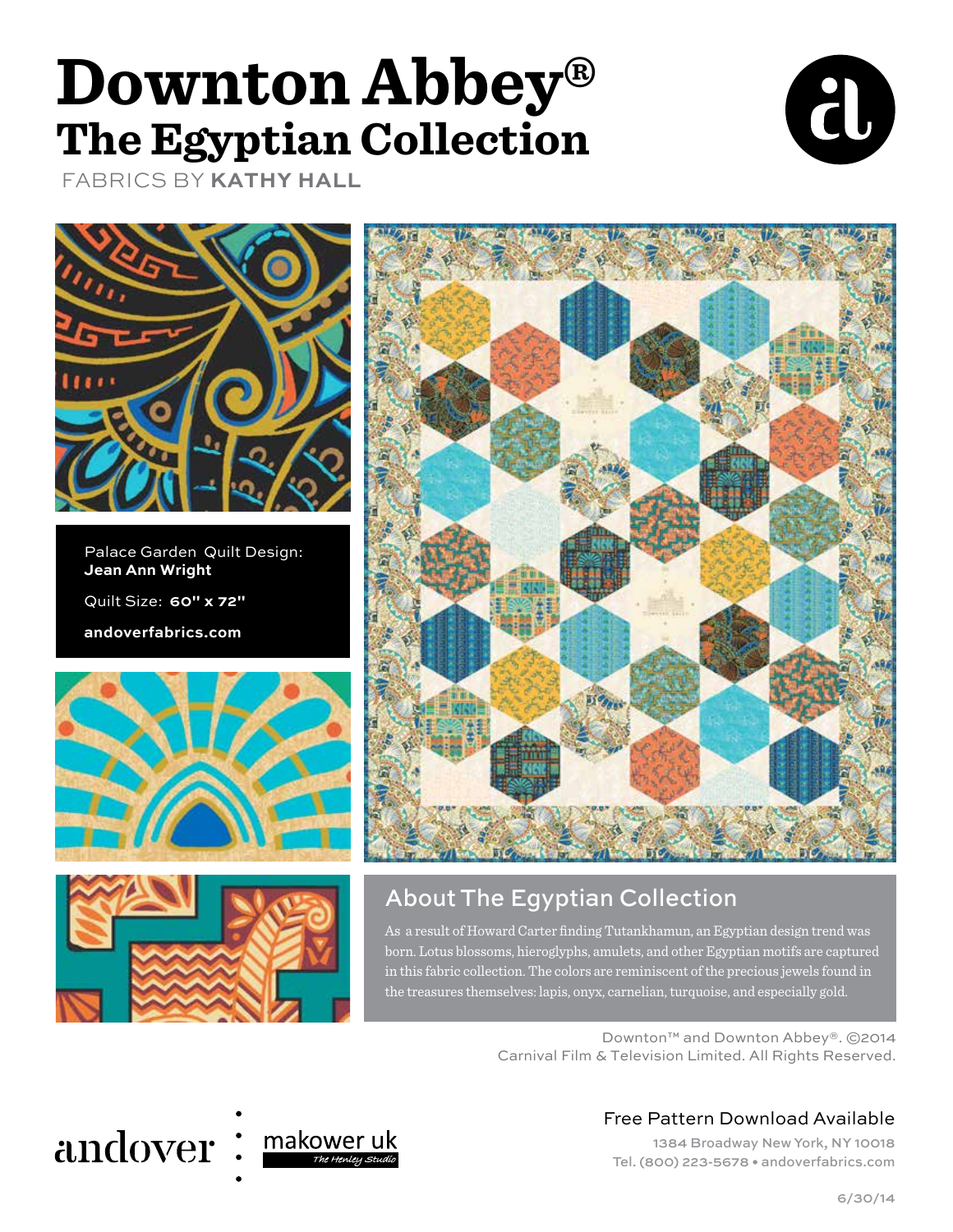# Downton Abbey®

## The Egyptian Collection

FABRICS BY **KATHY HALL**

Palace Garden Quilt Design: **Jean Ann Wright**

Quilt Size: **60" x 72"**

**andoverfabrics.com**

## About The Egyptian Collection

As a result of Howard Carter finding Tutankhamun, an Egyptian design trend was born. Lotus blossoms, hieroglyphs, amulets, and other Egyptian motifs are captured in this fabric collection. The colors are reminiscent of the precious jewels found in the treasures themselves: lapis, onyx, carnelian, turquoise, and especially gold.

Downton™ and Downton Abbey®. ©2014 Carnival Film & Television Limited. All Rights Reserved.

andover : makower uk *The Henley Studio*

Free Pattern Download Available

1384 Broadway New York, NY 10018
Tel. (800) 223-5678 • andoverfabrics.com

6/30/14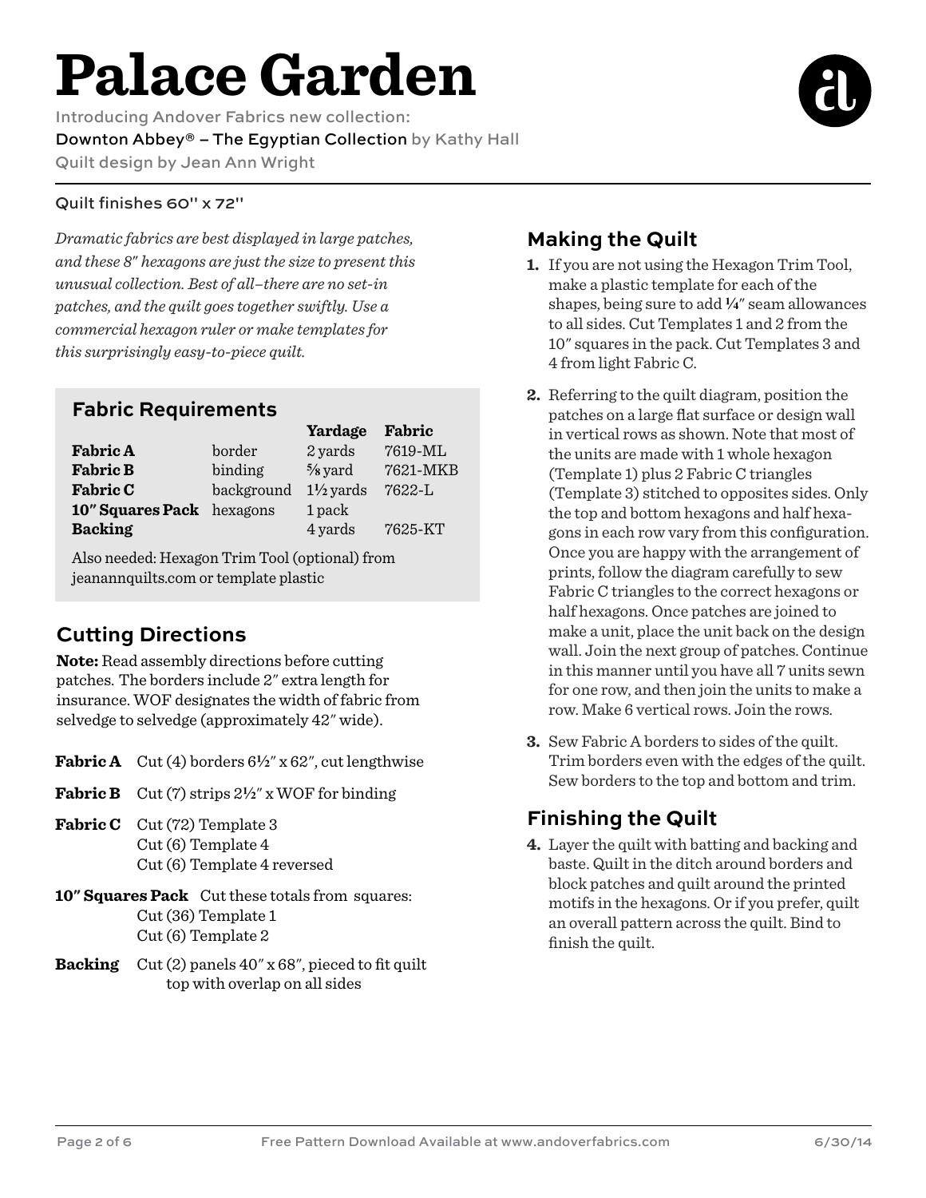# Palace Garden

Introducing Andover Fabrics new collection:

Downton Abbey® – The Egyptian Collection by Kathy Hall

Quilt design by Jean Ann Wright

Quilt finishes 60" x 72"

*Dramatic fabrics are best displayed in large patches, and these 8" hexagons are just the size to present this unusual collection. Best of all–there are no set-in patches, and the quilt goes together swiftly. Use a commercial hexagon ruler or make templates for this surprisingly easy-to-piece quilt.*

## Fabric Requirements

| | | Yardage | Fabric |
|---|---|---|---|
| **Fabric A** | border | 2 yards | 7619-ML |
| **Fabric B** | binding | ⅝ yard | 7621-MKB |
| **Fabric C** | background | 1½ yards | 7622-L |
| **10" Squares Pack** | hexagons | 1 pack | |
| **Backing** | | 4 yards | 7625-KT |

Also needed: Hexagon Trim Tool (optional) from jeanannquilts.com or template plastic

## Cutting Directions

**Note:** Read assembly directions before cutting patches. The borders include 2" extra length for insurance. WOF designates the width of fabric from selvedge to selvedge (approximately 42" wide).

**Fabric A** Cut (4) borders 6½" x 62", cut lengthwise

**Fabric B** Cut (7) strips 2½" x WOF for binding

**Fabric C** Cut (72) Template 3
Cut (6) Template 4
Cut (6) Template 4 reversed

**10" Squares Pack** Cut these totals from squares:
Cut (36) Template 1
Cut (6) Template 2

**Backing** Cut (2) panels 40" x 68", pieced to fit quilt top with overlap on all sides

## Making the Quilt

**1.** If you are not using the Hexagon Trim Tool, make a plastic template for each of the shapes, being sure to add ¼" seam allowances to all sides. Cut Templates 1 and 2 from the 10" squares in the pack. Cut Templates 3 and 4 from light Fabric C.

**2.** Referring to the quilt diagram, position the patches on a large flat surface or design wall in vertical rows as shown. Note that most of the units are made with 1 whole hexagon (Template 1) plus 2 Fabric C triangles (Template 3) stitched to opposites sides. Only the top and bottom hexagons and half hexagons in each row vary from this configuration. Once you are happy with the arrangement of prints, follow the diagram carefully to sew Fabric C triangles to the correct hexagons or half hexagons. Once patches are joined to make a unit, place the unit back on the design wall. Join the next group of patches. Continue in this manner until you have all 7 units sewn for one row, and then join the units to make a row. Make 6 vertical rows. Join the rows.

**3.** Sew Fabric A borders to sides of the quilt. Trim borders even with the edges of the quilt. Sew borders to the top and bottom and trim.

## Finishing the Quilt

**4.** Layer the quilt with batting and backing and baste. Quilt in the ditch around borders and block patches and quilt around the printed motifs in the hexagons. Or if you prefer, quilt an overall pattern across the quilt. Bind to finish the quilt.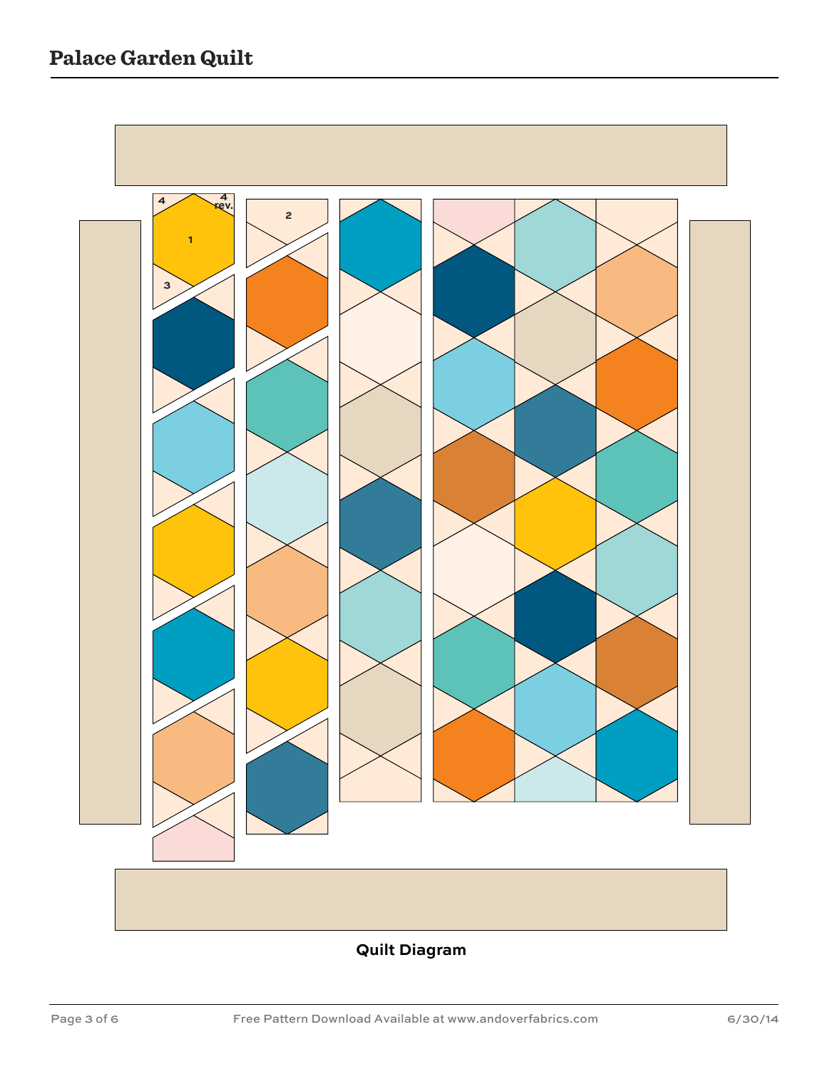# Palace Garden Quilt

4 4 rev.

2

1

3

**Quilt Diagram**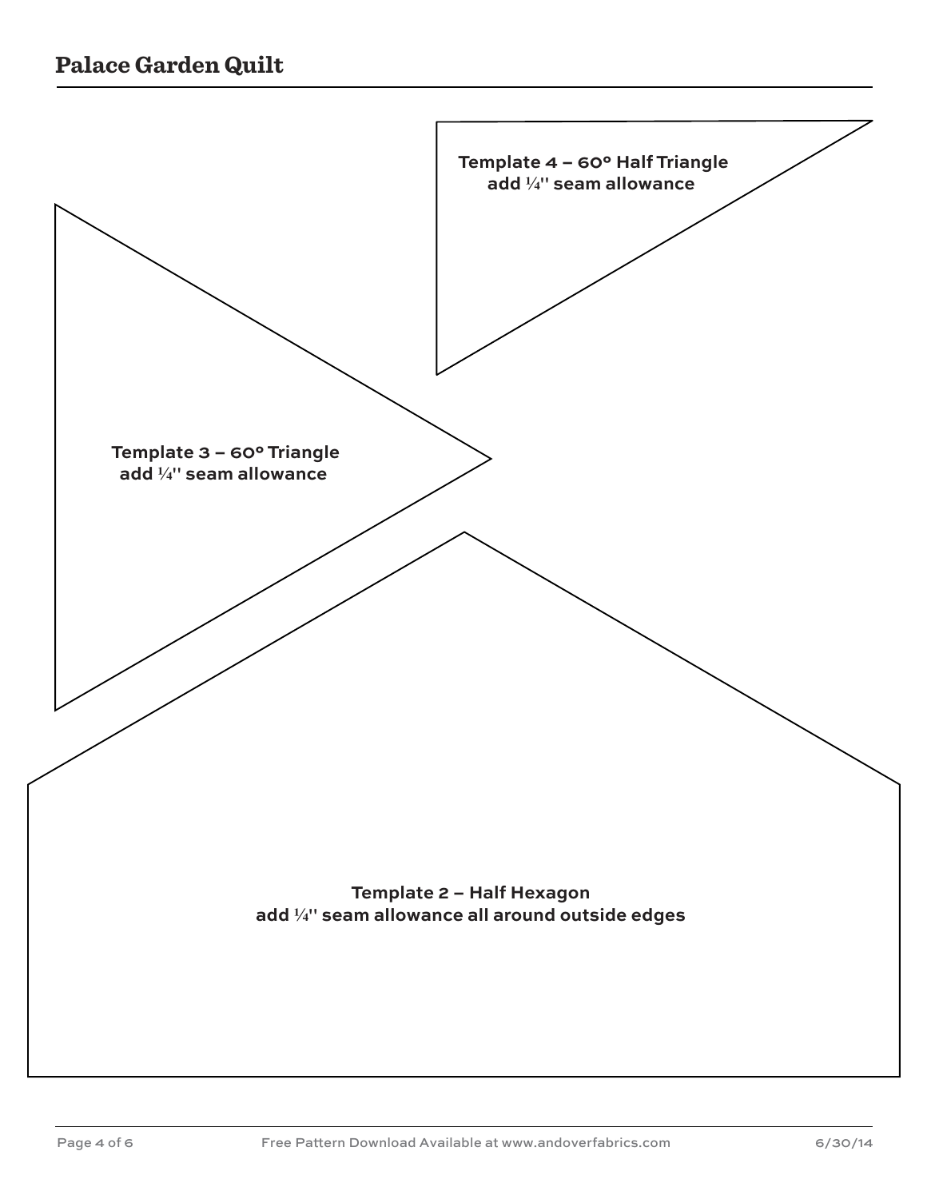Template 4 – 60° Half Triangle
add ¼" seam allowance

Template 3 – 60° Triangle
add ¼" seam allowance

Template 2 – Half Hexagon
add ¼" seam allowance all around outside edges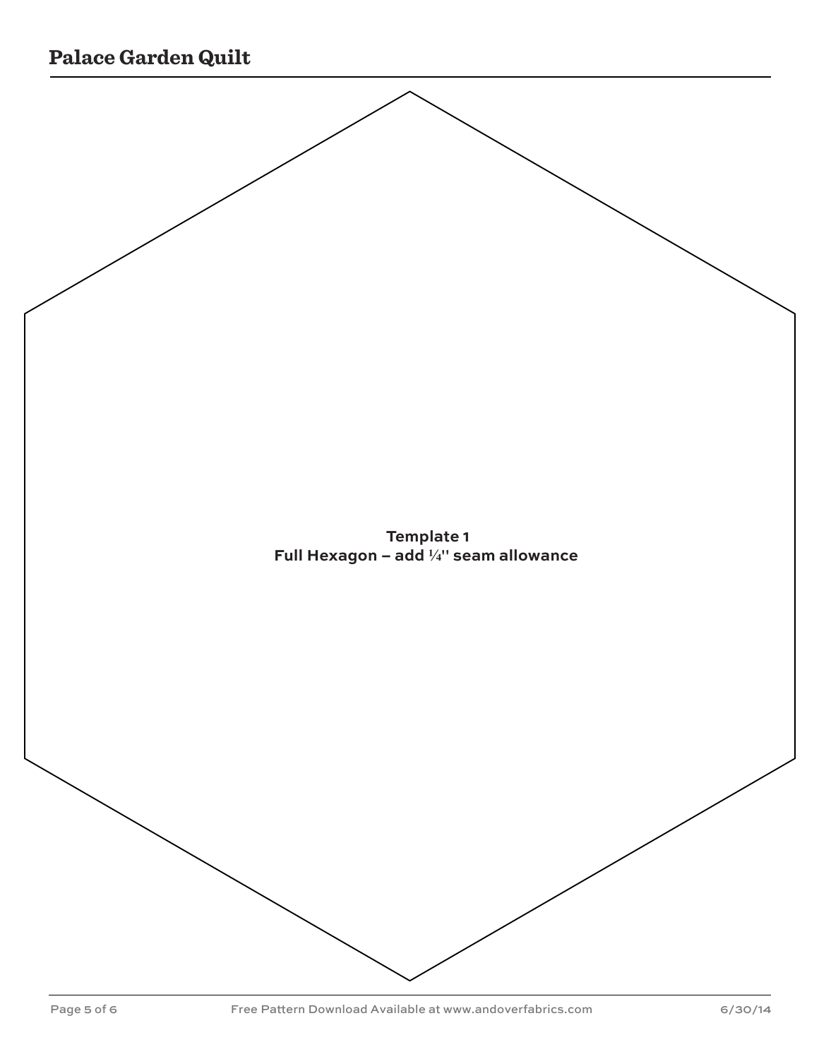**Template 1**
**Full Hexagon – add ¼'' seam allowance**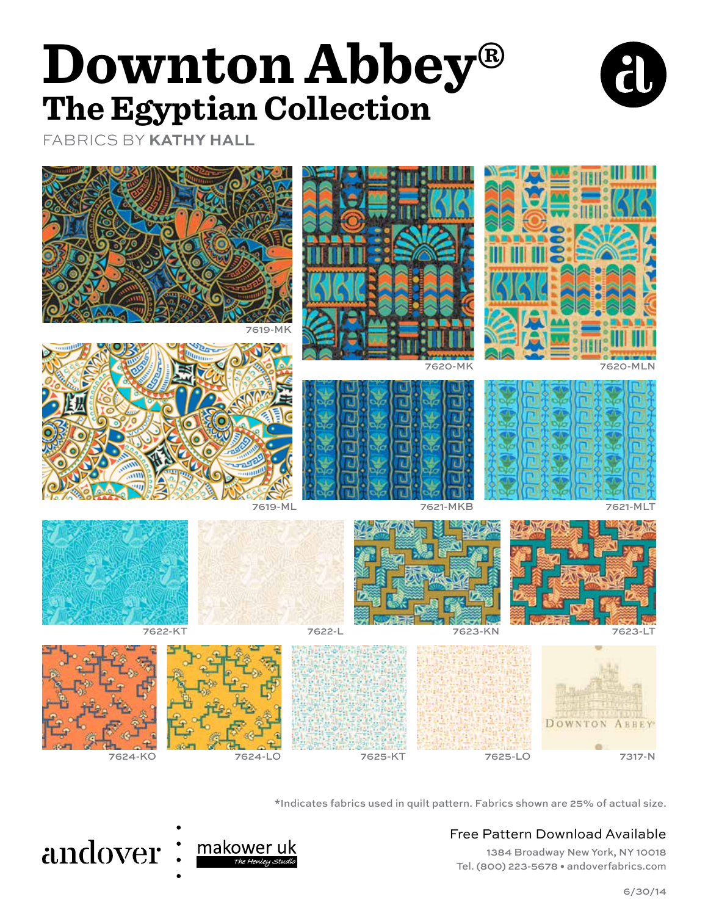# Downton Abbey®

## The Egyptian Collection

FABRICS BY **KATHY HALL**

7619-MK

7620-MK

7620-MLN

7619-ML

7621-MKB

7621-MLT

7622-KT

7622-L

7623-KN

7623-LT

7624-KO

7624-LO

7625-KT

7625-LO

7317-N

*Indicates fabrics used in quilt pattern. Fabrics shown are 25% of actual size.

andover

makower uk
The Henley Studio

Free Pattern Download Available

1384 Broadway New York, NY 10018
Tel. (800) 223-5678 • andoverfabrics.com

6/30/14